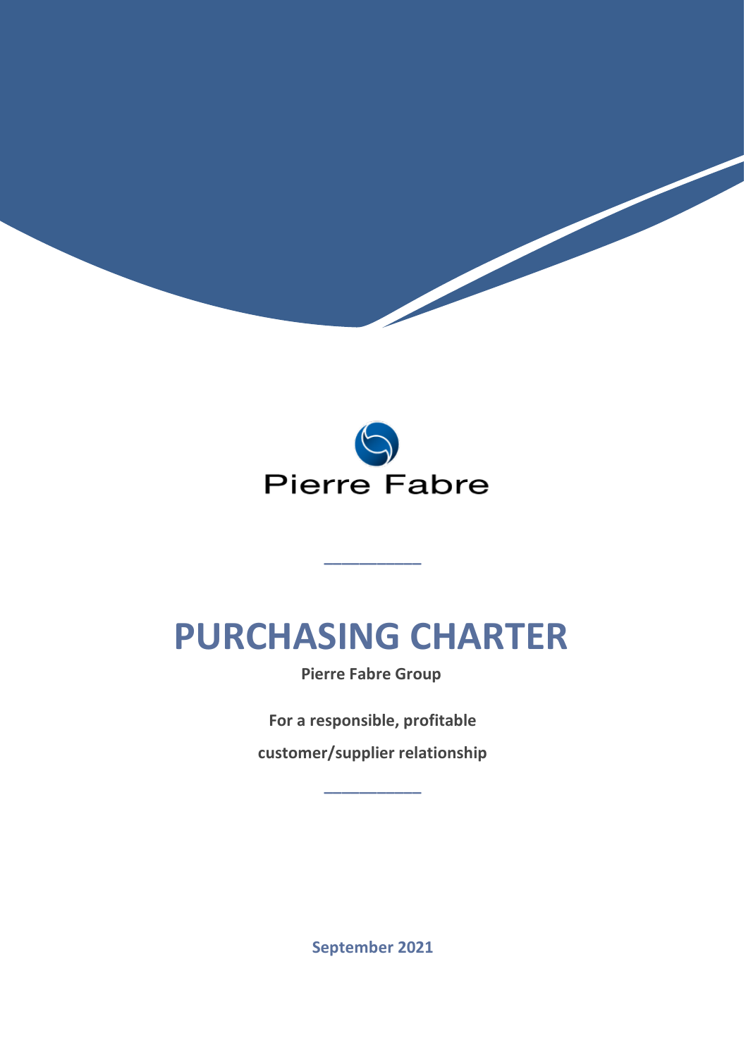Pierre Fabre

# PURCHASING CHARTER

**Pierre Fabre Group**

**For a responsible, profitable**

**customer/supplier relationship**

**September 2021**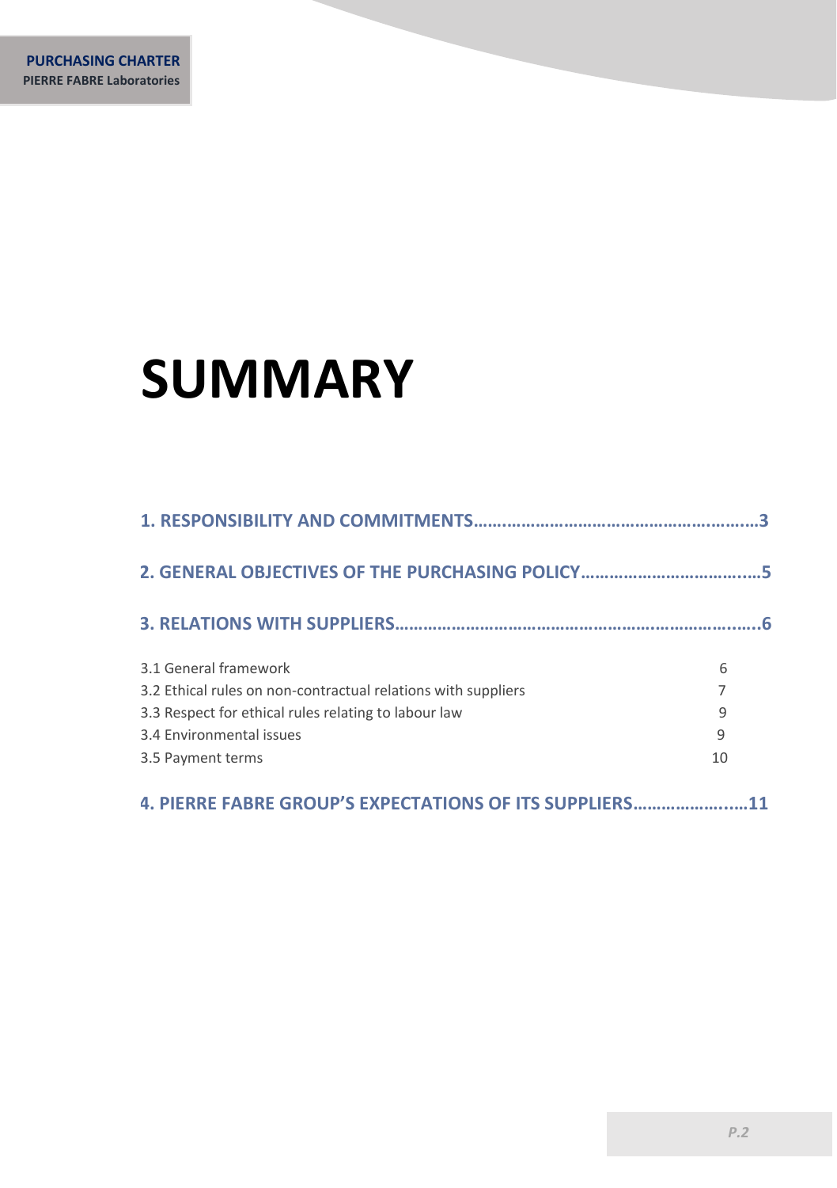# SUMMARY

**1. RESPONSIBILITY AND COMMITMENTS……..……………………………………………..3**

**2. GENERAL OBJECTIVES OF THE PURCHASING POLICY…………………………….....5**

**3. RELATIONS WITH SUPPLIERS………………………………………………………….…….6**

| | |
|---|---|
| 3.1 General framework | 6 |
| 3.2 Ethical rules on non-contractual relations with suppliers | 7 |
| 3.3 Respect for ethical rules relating to labour law | 9 |
| 3.4 Environmental issues | 9 |
| 3.5 Payment terms | 10 |

**4. PIERRE FABRE GROUP'S EXPECTATIONS OF ITS SUPPLIERS…………….……11**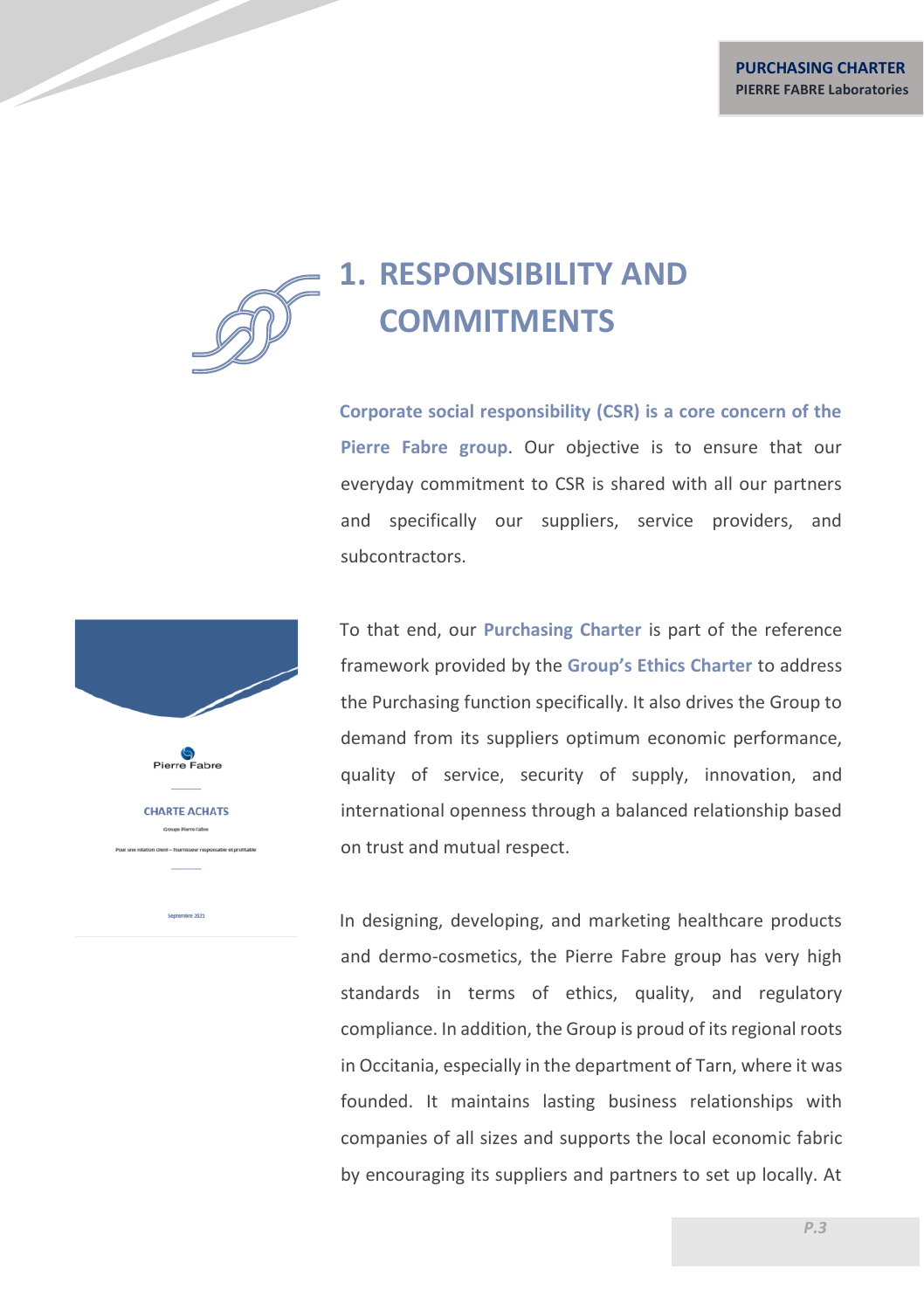# 1. RESPONSIBILITY AND COMMITMENTS

**Corporate social responsibility (CSR) is a core concern of the Pierre Fabre group**. Our objective is to ensure that our everyday commitment to CSR is shared with all our partners and specifically our suppliers, service providers, and subcontractors.

To that end, our **Purchasing Charter** is part of the reference framework provided by the **Group's Ethics Charter** to address the Purchasing function specifically. It also drives the Group to demand from its suppliers optimum economic performance, quality of service, security of supply, innovation, and international openness through a balanced relationship based on trust and mutual respect.

In designing, developing, and marketing healthcare products and dermo-cosmetics, the Pierre Fabre group has very high standards in terms of ethics, quality, and regulatory compliance. In addition, the Group is proud of its regional roots in Occitania, especially in the department of Tarn, where it was founded. It maintains lasting business relationships with companies of all sizes and supports the local economic fabric by encouraging its suppliers and partners to set up locally. At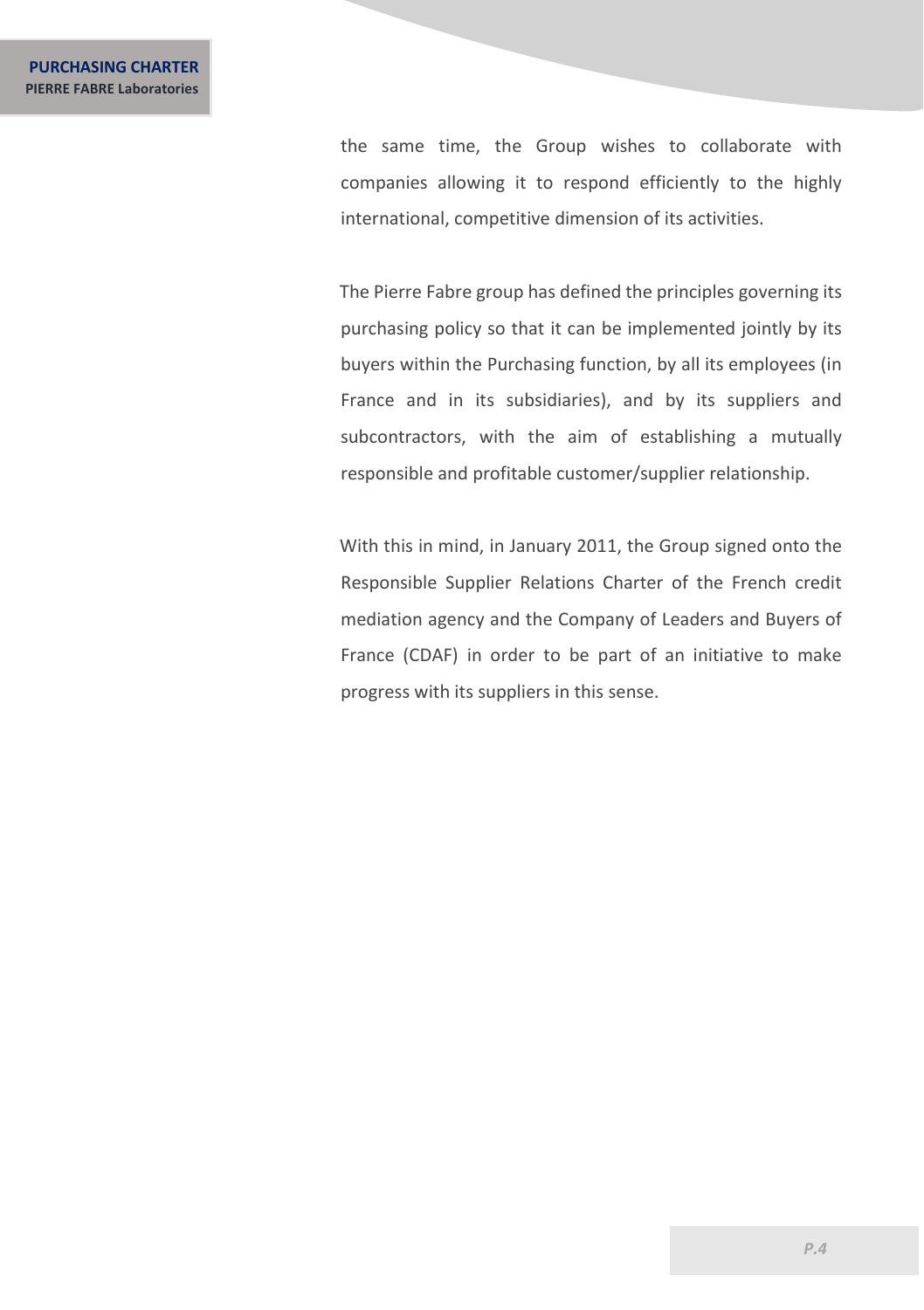the same time, the Group wishes to collaborate with companies allowing it to respond efficiently to the highly international, competitive dimension of its activities.

The Pierre Fabre group has defined the principles governing its purchasing policy so that it can be implemented jointly by its buyers within the Purchasing function, by all its employees (in France and in its subsidiaries), and by its suppliers and subcontractors, with the aim of establishing a mutually responsible and profitable customer/supplier relationship.

With this in mind, in January 2011, the Group signed onto the Responsible Supplier Relations Charter of the French credit mediation agency and the Company of Leaders and Buyers of France (CDAF) in order to be part of an initiative to make progress with its suppliers in this sense.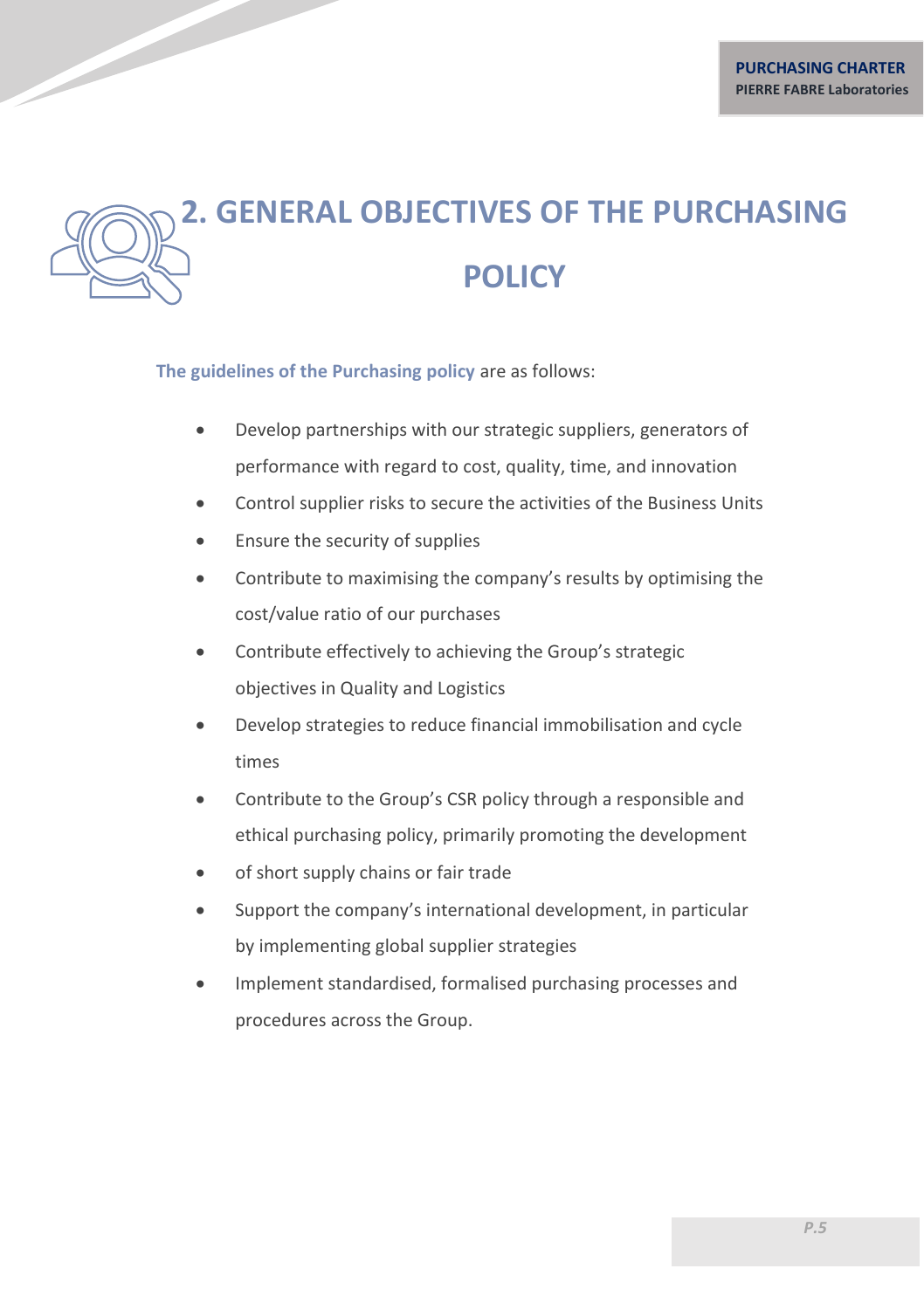# 2. GENERAL OBJECTIVES OF THE PURCHASING POLICY

**The guidelines of the Purchasing policy** are as follows:

- Develop partnerships with our strategic suppliers, generators of performance with regard to cost, quality, time, and innovation
- Control supplier risks to secure the activities of the Business Units
- Ensure the security of supplies
- Contribute to maximising the company's results by optimising the cost/value ratio of our purchases
- Contribute effectively to achieving the Group's strategic objectives in Quality and Logistics
- Develop strategies to reduce financial immobilisation and cycle times
- Contribute to the Group's CSR policy through a responsible and ethical purchasing policy, primarily promoting the development
- of short supply chains or fair trade
- Support the company's international development, in particular by implementing global supplier strategies
- Implement standardised, formalised purchasing processes and procedures across the Group.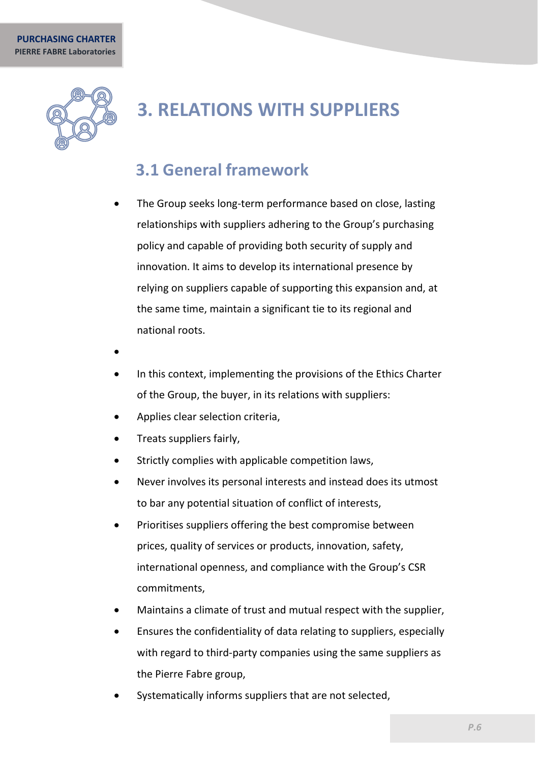# 3. RELATIONS WITH SUPPLIERS

## 3.1 General framework

- The Group seeks long-term performance based on close, lasting relationships with suppliers adhering to the Group's purchasing policy and capable of providing both security of supply and innovation. It aims to develop its international presence by relying on suppliers capable of supporting this expansion and, at the same time, maintain a significant tie to its regional and national roots.
- In this context, implementing the provisions of the Ethics Charter of the Group, the buyer, in its relations with suppliers:
- Applies clear selection criteria,
- Treats suppliers fairly,
- Strictly complies with applicable competition laws,
- Never involves its personal interests and instead does its utmost to bar any potential situation of conflict of interests,
- Prioritises suppliers offering the best compromise between prices, quality of services or products, innovation, safety, international openness, and compliance with the Group's CSR commitments,
- Maintains a climate of trust and mutual respect with the supplier,
- Ensures the confidentiality of data relating to suppliers, especially with regard to third-party companies using the same suppliers as the Pierre Fabre group,
- Systematically informs suppliers that are not selected,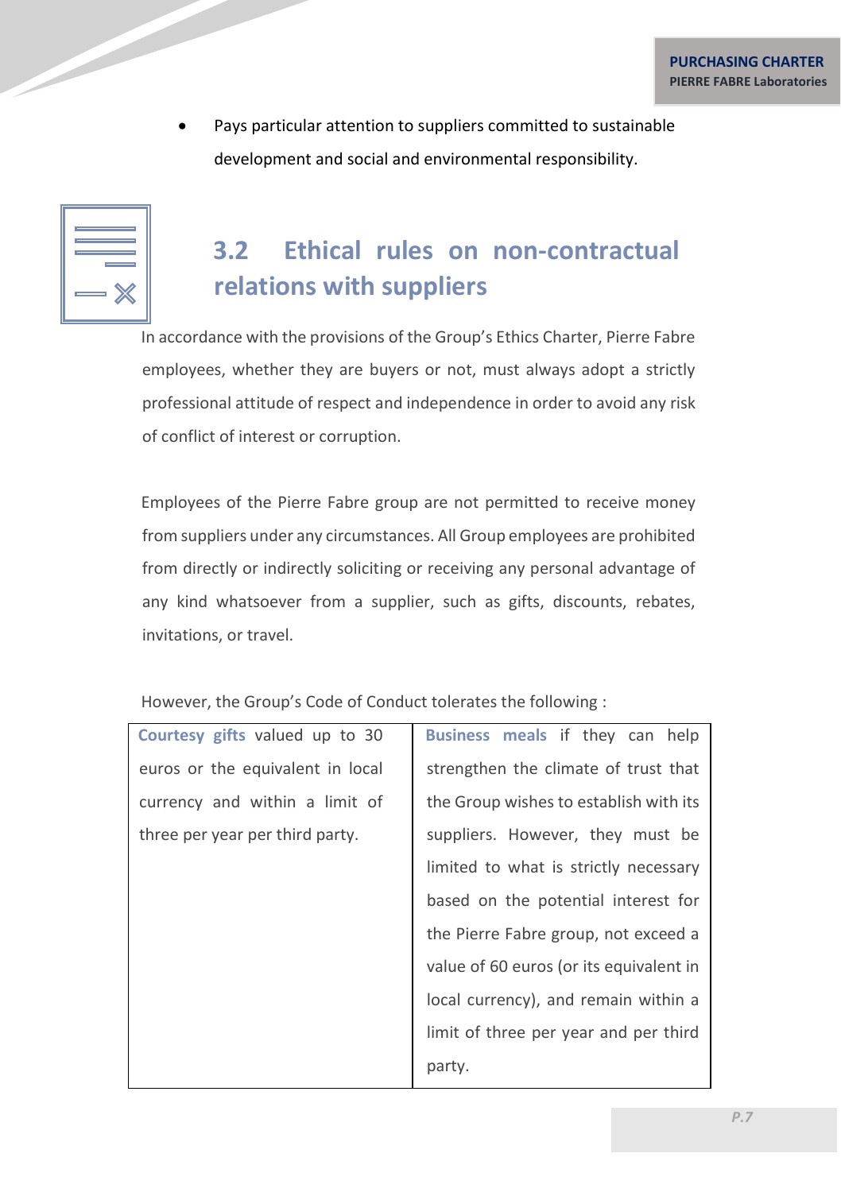- Pays particular attention to suppliers committed to sustainable development and social and environmental responsibility.

## 3.2 Ethical rules on non-contractual relations with suppliers

In accordance with the provisions of the Group's Ethics Charter, Pierre Fabre employees, whether they are buyers or not, must always adopt a strictly professional attitude of respect and independence in order to avoid any risk of conflict of interest or corruption.

Employees of the Pierre Fabre group are not permitted to receive money from suppliers under any circumstances. All Group employees are prohibited from directly or indirectly soliciting or receiving any personal advantage of any kind whatsoever from a supplier, such as gifts, discounts, rebates, invitations, or travel.

However, the Group's Code of Conduct tolerates the following :

| | |
|---|---|
| **Courtesy gifts** valued up to 30 euros or the equivalent in local currency and within a limit of three per year per third party. | **Business meals** if they can help strengthen the climate of trust that the Group wishes to establish with its suppliers. However, they must be limited to what is strictly necessary based on the potential interest for the Pierre Fabre group, not exceed a value of 60 euros (or its equivalent in local currency), and remain within a limit of three per year and per third party. |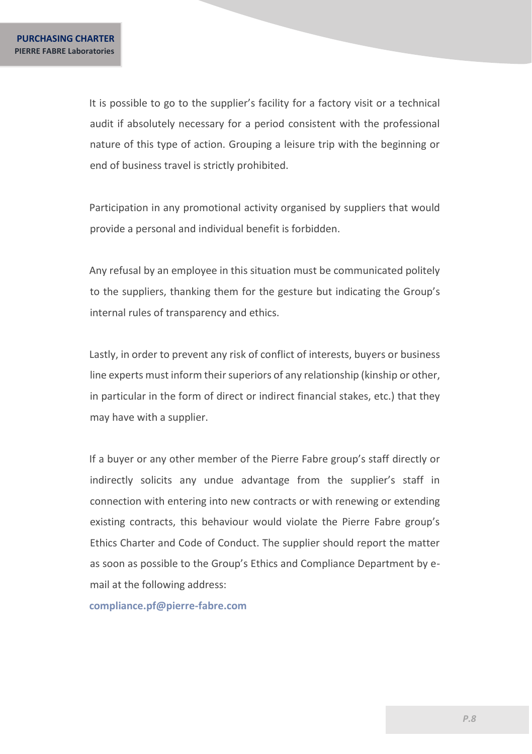It is possible to go to the supplier's facility for a factory visit or a technical audit if absolutely necessary for a period consistent with the professional nature of this type of action. Grouping a leisure trip with the beginning or end of business travel is strictly prohibited.

Participation in any promotional activity organised by suppliers that would provide a personal and individual benefit is forbidden.

Any refusal by an employee in this situation must be communicated politely to the suppliers, thanking them for the gesture but indicating the Group's internal rules of transparency and ethics.

Lastly, in order to prevent any risk of conflict of interests, buyers or business line experts must inform their superiors of any relationship (kinship or other, in particular in the form of direct or indirect financial stakes, etc.) that they may have with a supplier.

If a buyer or any other member of the Pierre Fabre group's staff directly or indirectly solicits any undue advantage from the supplier's staff in connection with entering into new contracts or with renewing or extending existing contracts, this behaviour would violate the Pierre Fabre group's Ethics Charter and Code of Conduct. The supplier should report the matter as soon as possible to the Group's Ethics and Compliance Department by e-mail at the following address:

**compliance.pf@pierre-fabre.com**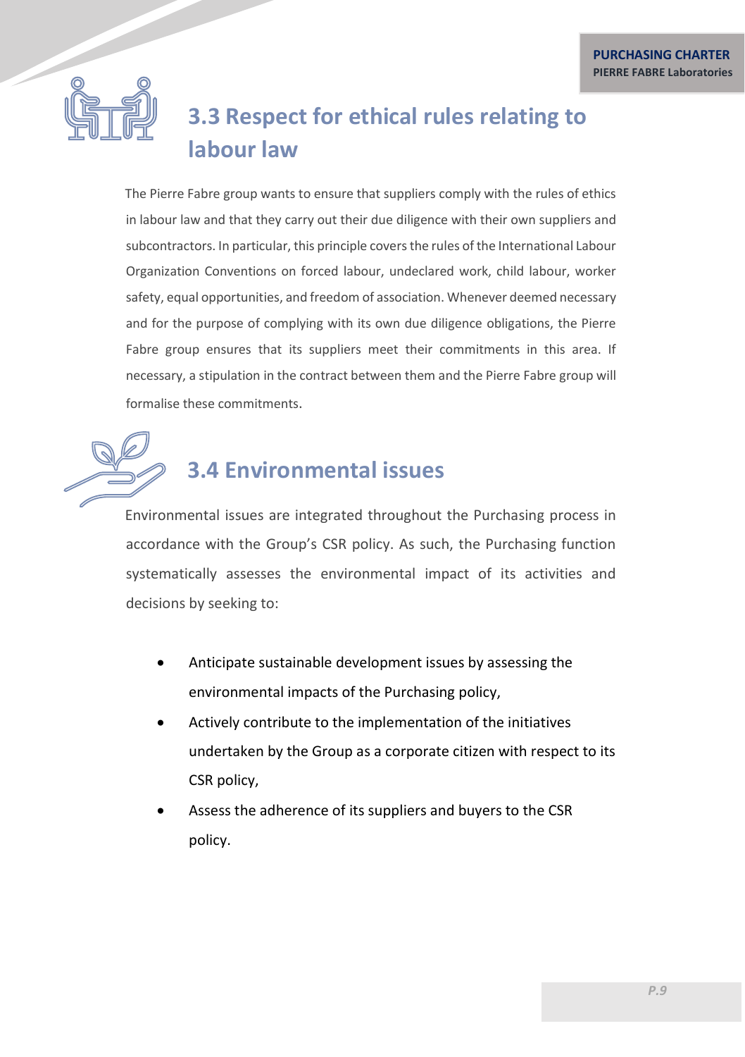## 3.3 Respect for ethical rules relating to labour law

The Pierre Fabre group wants to ensure that suppliers comply with the rules of ethics in labour law and that they carry out their due diligence with their own suppliers and subcontractors. In particular, this principle covers the rules of the International Labour Organization Conventions on forced labour, undeclared work, child labour, worker safety, equal opportunities, and freedom of association. Whenever deemed necessary and for the purpose of complying with its own due diligence obligations, the Pierre Fabre group ensures that its suppliers meet their commitments in this area. If necessary, a stipulation in the contract between them and the Pierre Fabre group will formalise these commitments.

## 3.4 Environmental issues

Environmental issues are integrated throughout the Purchasing process in accordance with the Group's CSR policy. As such, the Purchasing function systematically assesses the environmental impact of its activities and decisions by seeking to:

- Anticipate sustainable development issues by assessing the environmental impacts of the Purchasing policy,
- Actively contribute to the implementation of the initiatives undertaken by the Group as a corporate citizen with respect to its CSR policy,
- Assess the adherence of its suppliers and buyers to the CSR policy.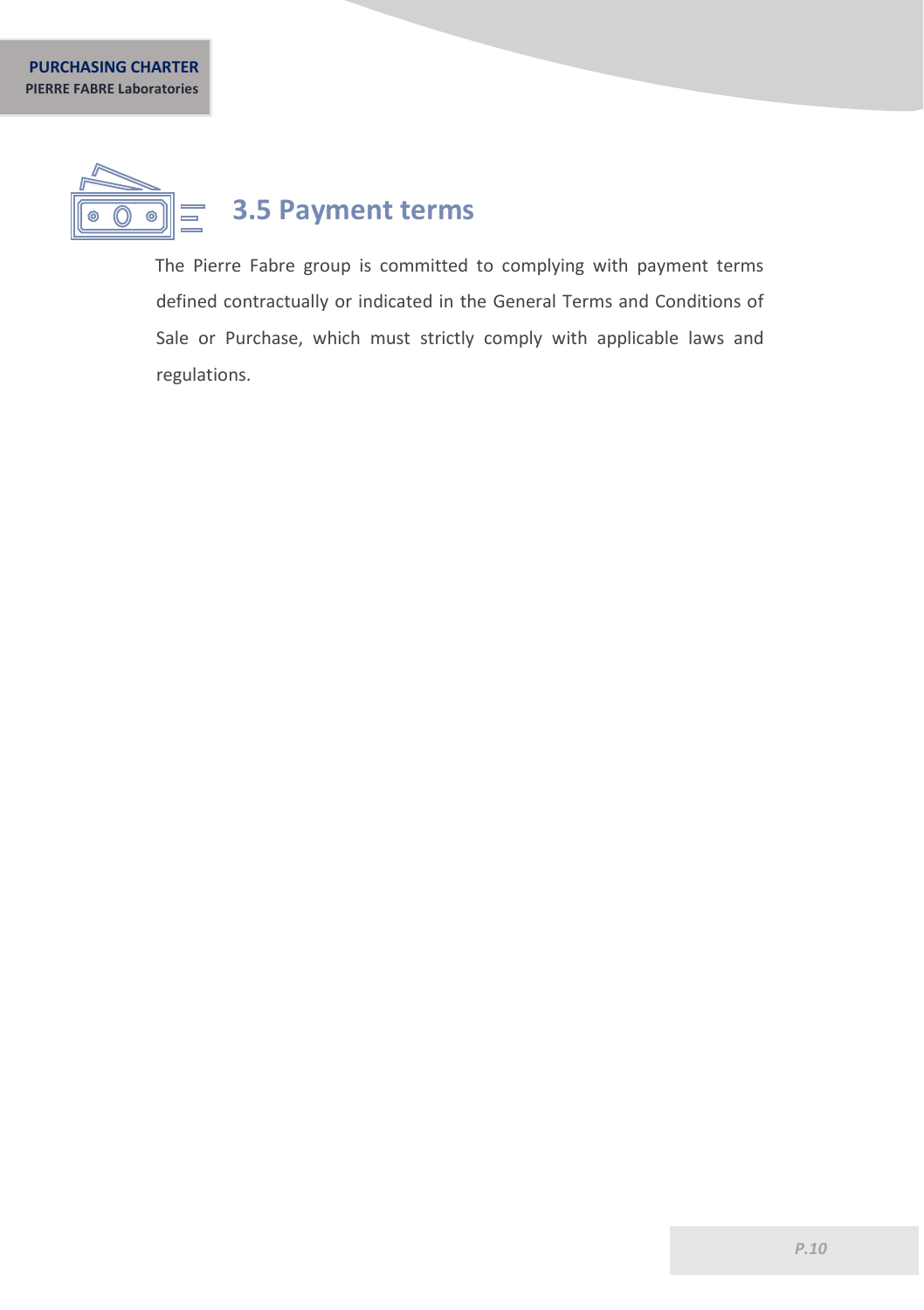## 3.5 Payment terms

The Pierre Fabre group is committed to complying with payment terms defined contractually or indicated in the General Terms and Conditions of Sale or Purchase, which must strictly comply with applicable laws and regulations.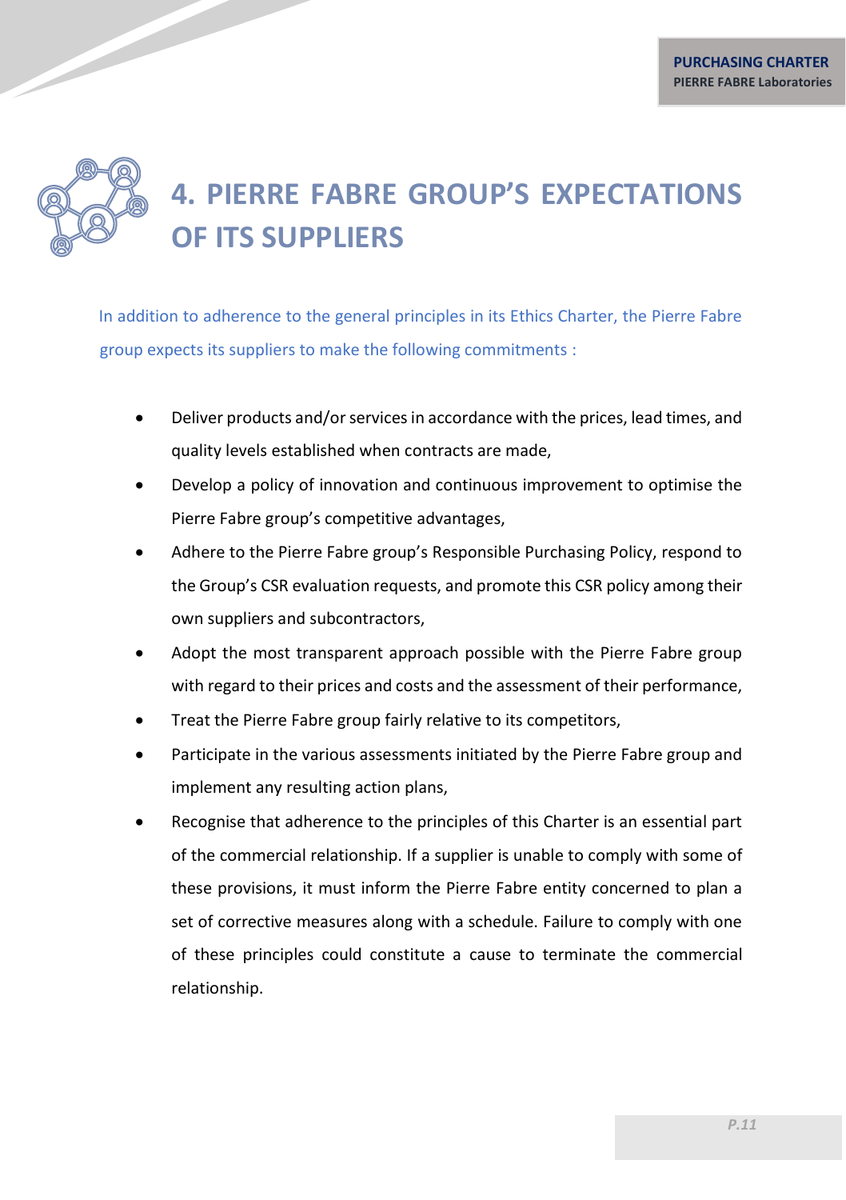# 4. PIERRE FABRE GROUP'S EXPECTATIONS OF ITS SUPPLIERS

In addition to adherence to the general principles in its Ethics Charter, the Pierre Fabre group expects its suppliers to make the following commitments :

- Deliver products and/or services in accordance with the prices, lead times, and quality levels established when contracts are made,
- Develop a policy of innovation and continuous improvement to optimise the Pierre Fabre group's competitive advantages,
- Adhere to the Pierre Fabre group's Responsible Purchasing Policy, respond to the Group's CSR evaluation requests, and promote this CSR policy among their own suppliers and subcontractors,
- Adopt the most transparent approach possible with the Pierre Fabre group with regard to their prices and costs and the assessment of their performance,
- Treat the Pierre Fabre group fairly relative to its competitors,
- Participate in the various assessments initiated by the Pierre Fabre group and implement any resulting action plans,
- Recognise that adherence to the principles of this Charter is an essential part of the commercial relationship. If a supplier is unable to comply with some of these provisions, it must inform the Pierre Fabre entity concerned to plan a set of corrective measures along with a schedule. Failure to comply with one of these principles could constitute a cause to terminate the commercial relationship.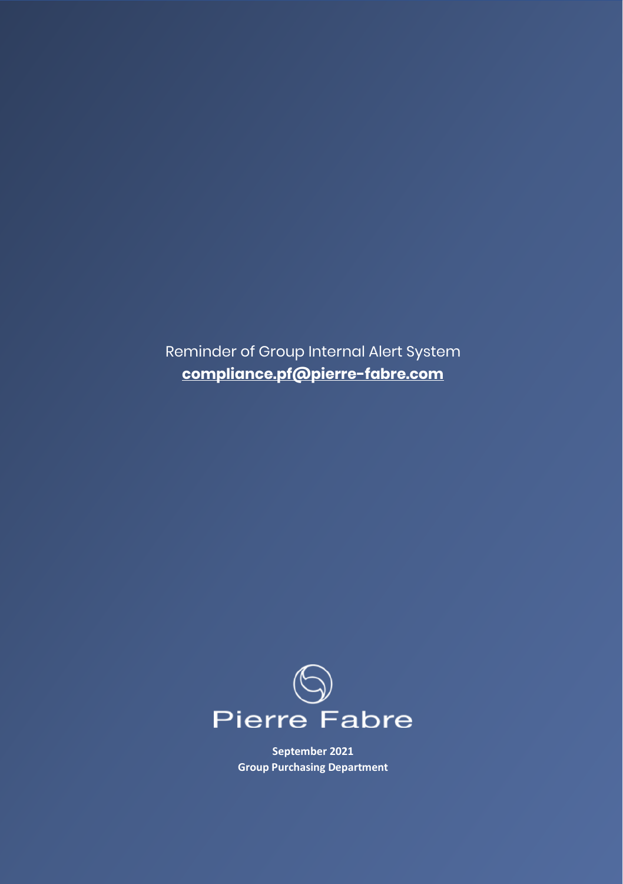Reminder of Group Internal Alert System

**compliance.pf@pierre-fabre.com**

Pierre Fabre

**September 2021**
**Group Purchasing Department**